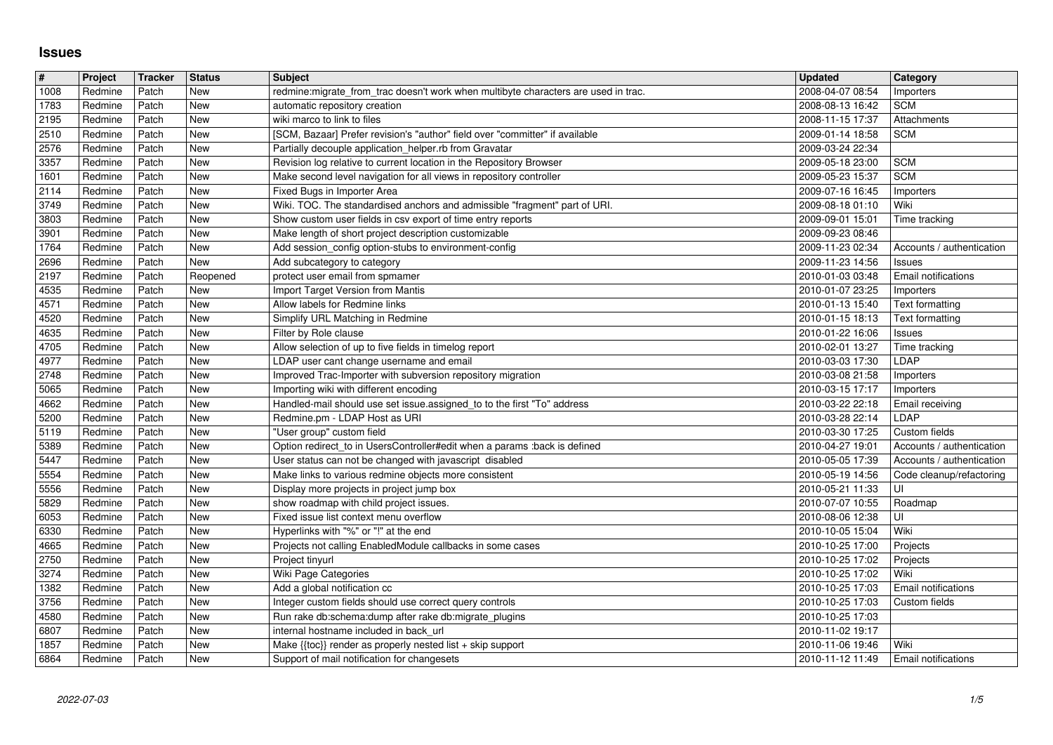# Issues

| # | Project | Tracker | Status | Subject | Updated | Category |
|---|---|---|---|---|---|---|
| 1008 | Redmine | Patch | New | redmine:migrate_from_trac doesn't work when multibyte characters are used in trac. | 2008-04-07 08:54 | Importers |
| 1783 | Redmine | Patch | New | automatic repository creation | 2008-08-13 16:42 | SCM |
| 2195 | Redmine | Patch | New | wiki marco to link to files | 2008-11-15 17:37 | Attachments |
| 2510 | Redmine | Patch | New | [SCM, Bazaar] Prefer revision's "author" field over "committer" if available | 2009-01-14 18:58 | SCM |
| 2576 | Redmine | Patch | New | Partially decouple application_helper.rb from Gravatar | 2009-03-24 22:34 | |
| 3357 | Redmine | Patch | New | Revision log relative to current location in the Repository Browser | 2009-05-18 23:00 | SCM |
| 1601 | Redmine | Patch | New | Make second level navigation for all views in repository controller | 2009-05-23 15:37 | SCM |
| 2114 | Redmine | Patch | New | Fixed Bugs in Importer Area | 2009-07-16 16:45 | Importers |
| 3749 | Redmine | Patch | New | Wiki. TOC. The standardised anchors and admissible "fragment" part of URI. | 2009-08-18 01:10 | Wiki |
| 3803 | Redmine | Patch | New | Show custom user fields in csv export of time entry reports | 2009-09-01 15:01 | Time tracking |
| 3901 | Redmine | Patch | New | Make length of short project description customizable | 2009-09-23 08:46 | |
| 1764 | Redmine | Patch | New | Add session_config option-stubs to environment-config | 2009-11-23 02:34 | Accounts / authentication |
| 2696 | Redmine | Patch | New | Add subcategory to category | 2009-11-23 14:56 | Issues |
| 2197 | Redmine | Patch | Reopened | protect user email from spmamer | 2010-01-03 03:48 | Email notifications |
| 4535 | Redmine | Patch | New | Import Target Version from Mantis | 2010-01-07 23:25 | Importers |
| 4571 | Redmine | Patch | New | Allow labels for Redmine links | 2010-01-13 15:40 | Text formatting |
| 4520 | Redmine | Patch | New | Simplify URL Matching in Redmine | 2010-01-15 18:13 | Text formatting |
| 4635 | Redmine | Patch | New | Filter by Role clause | 2010-01-22 16:06 | Issues |
| 4705 | Redmine | Patch | New | Allow selection of up to five fields in timelog report | 2010-02-01 13:27 | Time tracking |
| 4977 | Redmine | Patch | New | LDAP user cant change username and email | 2010-03-03 17:30 | LDAP |
| 2748 | Redmine | Patch | New | Improved Trac-Importer with subversion repository migration | 2010-03-08 21:58 | Importers |
| 5065 | Redmine | Patch | New | Importing wiki with different encoding | 2010-03-15 17:17 | Importers |
| 4662 | Redmine | Patch | New | Handled-mail should use set issue.assigned_to to the first "To" address | 2010-03-22 22:18 | Email receiving |
| 5200 | Redmine | Patch | New | Redmine.pm - LDAP Host as URI | 2010-03-28 22:14 | LDAP |
| 5119 | Redmine | Patch | New | "User group" custom field | 2010-03-30 17:25 | Custom fields |
| 5389 | Redmine | Patch | New | Option redirect_to in UsersController#edit when a params :back is defined | 2010-04-27 19:01 | Accounts / authentication |
| 5447 | Redmine | Patch | New | User status can not be changed with javascript disabled | 2010-05-05 17:39 | Accounts / authentication |
| 5554 | Redmine | Patch | New | Make links to various redmine objects more consistent | 2010-05-19 14:56 | Code cleanup/refactoring |
| 5556 | Redmine | Patch | New | Display more projects in project jump box | 2010-05-21 11:33 | UI |
| 5829 | Redmine | Patch | New | show roadmap with child project issues. | 2010-07-07 10:55 | Roadmap |
| 6053 | Redmine | Patch | New | Fixed issue list context menu overflow | 2010-08-06 12:38 | UI |
| 6330 | Redmine | Patch | New | Hyperlinks with "%" or "!" at the end | 2010-10-05 15:04 | Wiki |
| 4665 | Redmine | Patch | New | Projects not calling EnabledModule callbacks in some cases | 2010-10-25 17:00 | Projects |
| 2750 | Redmine | Patch | New | Project tinyurl | 2010-10-25 17:02 | Projects |
| 3274 | Redmine | Patch | New | Wiki Page Categories | 2010-10-25 17:02 | Wiki |
| 1382 | Redmine | Patch | New | Add a global notification cc | 2010-10-25 17:03 | Email notifications |
| 3756 | Redmine | Patch | New | Integer custom fields should use correct query controls | 2010-10-25 17:03 | Custom fields |
| 4580 | Redmine | Patch | New | Run rake db:schema:dump after rake db:migrate_plugins | 2010-10-25 17:03 | |
| 6807 | Redmine | Patch | New | internal hostname included in back_url | 2010-11-02 19:17 | |
| 1857 | Redmine | Patch | New | Make {{toc}} render as properly nested list + skip support | 2010-11-06 19:46 | Wiki |
| 6864 | Redmine | Patch | New | Support of mail notification for changesets | 2010-11-12 11:49 | Email notifications |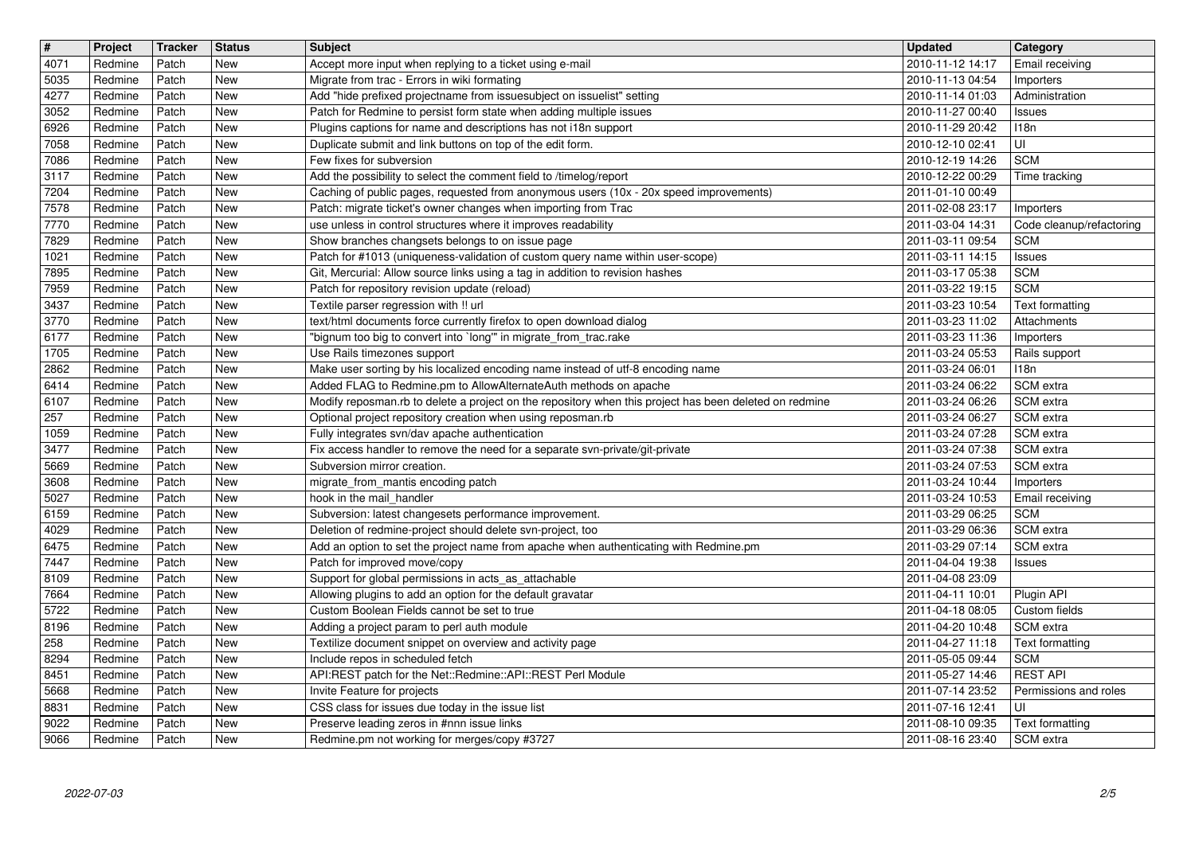| # | Project | Tracker | Status | Subject | Updated | Category |
|---|---|---|---|---|---|---|
| 4071 | Redmine | Patch | New | Accept more input when replying to a ticket using e-mail | 2010-11-12 14:17 | Email receiving |
| 5035 | Redmine | Patch | New | Migrate from trac - Errors in wiki formating | 2010-11-13 04:54 | Importers |
| 4277 | Redmine | Patch | New | Add "hide prefixed projectname from issuesubject on issuelist" setting | 2010-11-14 01:03 | Administration |
| 3052 | Redmine | Patch | New | Patch for Redmine to persist form state when adding multiple issues | 2010-11-27 00:40 | Issues |
| 6926 | Redmine | Patch | New | Plugins captions for name and descriptions has not i18n support | 2010-11-29 20:42 | I18n |
| 7058 | Redmine | Patch | New | Duplicate submit and link buttons on top of the edit form. | 2010-12-10 02:41 | UI |
| 7086 | Redmine | Patch | New | Few fixes for subversion | 2010-12-19 14:26 | SCM |
| 3117 | Redmine | Patch | New | Add the possibility to select the comment field to /timelog/report | 2010-12-22 00:29 | Time tracking |
| 7204 | Redmine | Patch | New | Caching of public pages, requested from anonymous users (10x - 20x speed improvements) | 2011-01-10 00:49 | |
| 7578 | Redmine | Patch | New | Patch: migrate ticket's owner changes when importing from Trac | 2011-02-08 23:17 | Importers |
| 7770 | Redmine | Patch | New | use unless in control structures where it improves readability | 2011-03-04 14:31 | Code cleanup/refactoring |
| 7829 | Redmine | Patch | New | Show branches changsets belongs to on issue page | 2011-03-11 09:54 | SCM |
| 1021 | Redmine | Patch | New | Patch for #1013 (uniqueness-validation of custom query name within user-scope) | 2011-03-11 14:15 | Issues |
| 7895 | Redmine | Patch | New | Git, Mercurial: Allow source links using a tag in addition to revision hashes | 2011-03-17 05:38 | SCM |
| 7959 | Redmine | Patch | New | Patch for repository revision update (reload) | 2011-03-22 19:15 | SCM |
| 3437 | Redmine | Patch | New | Textile parser regression with !! url | 2011-03-23 10:54 | Text formatting |
| 3770 | Redmine | Patch | New | text/html documents force currently firefox to open download dialog | 2011-03-23 11:02 | Attachments |
| 6177 | Redmine | Patch | New | "bignum too big to convert into `long'" in migrate_from_trac.rake | 2011-03-23 11:36 | Importers |
| 1705 | Redmine | Patch | New | Use Rails timezones support | 2011-03-24 05:53 | Rails support |
| 2862 | Redmine | Patch | New | Make user sorting by his localized encoding name instead of utf-8 encoding name | 2011-03-24 06:01 | I18n |
| 6414 | Redmine | Patch | New | Added FLAG to Redmine.pm to AllowAlternateAuth methods on apache | 2011-03-24 06:22 | SCM extra |
| 6107 | Redmine | Patch | New | Modify reposman.rb to delete a project on the repository when this project has been deleted on redmine | 2011-03-24 06:26 | SCM extra |
| 257 | Redmine | Patch | New | Optional project repository creation when using reposman.rb | 2011-03-24 06:27 | SCM extra |
| 1059 | Redmine | Patch | New | Fully integrates svn/dav apache authentication | 2011-03-24 07:28 | SCM extra |
| 3477 | Redmine | Patch | New | Fix access handler to remove the need for a separate svn-private/git-private | 2011-03-24 07:38 | SCM extra |
| 5669 | Redmine | Patch | New | Subversion mirror creation. | 2011-03-24 07:53 | SCM extra |
| 3608 | Redmine | Patch | New | migrate_from_mantis encoding patch | 2011-03-24 10:44 | Importers |
| 5027 | Redmine | Patch | New | hook in the mail_handler | 2011-03-24 10:53 | Email receiving |
| 6159 | Redmine | Patch | New | Subversion: latest changesets performance improvement. | 2011-03-29 06:25 | SCM |
| 4029 | Redmine | Patch | New | Deletion of redmine-project should delete svn-project, too | 2011-03-29 06:36 | SCM extra |
| 6475 | Redmine | Patch | New | Add an option to set the project name from apache when authenticating with Redmine.pm | 2011-03-29 07:14 | SCM extra |
| 7447 | Redmine | Patch | New | Patch for improved move/copy | 2011-04-04 19:38 | Issues |
| 8109 | Redmine | Patch | New | Support for global permissions in acts_as_attachable | 2011-04-08 23:09 | |
| 7664 | Redmine | Patch | New | Allowing plugins to add an option for the default gravatar | 2011-04-11 10:01 | Plugin API |
| 5722 | Redmine | Patch | New | Custom Boolean Fields cannot be set to true | 2011-04-18 08:05 | Custom fields |
| 8196 | Redmine | Patch | New | Adding a project param to perl auth module | 2011-04-20 10:48 | SCM extra |
| 258 | Redmine | Patch | New | Textilize document snippet on overview and activity page | 2011-04-27 11:18 | Text formatting |
| 8294 | Redmine | Patch | New | Include repos in scheduled fetch | 2011-05-05 09:44 | SCM |
| 8451 | Redmine | Patch | New | API:REST patch for the Net::Redmine::API::REST Perl Module | 2011-05-27 14:46 | REST API |
| 5668 | Redmine | Patch | New | Invite Feature for projects | 2011-07-14 23:52 | Permissions and roles |
| 8831 | Redmine | Patch | New | CSS class for issues due today in the issue list | 2011-07-16 12:41 | UI |
| 9022 | Redmine | Patch | New | Preserve leading zeros in #nnn issue links | 2011-08-10 09:35 | Text formatting |
| 9066 | Redmine | Patch | New | Redmine.pm not working for merges/copy #3727 | 2011-08-16 23:40 | SCM extra |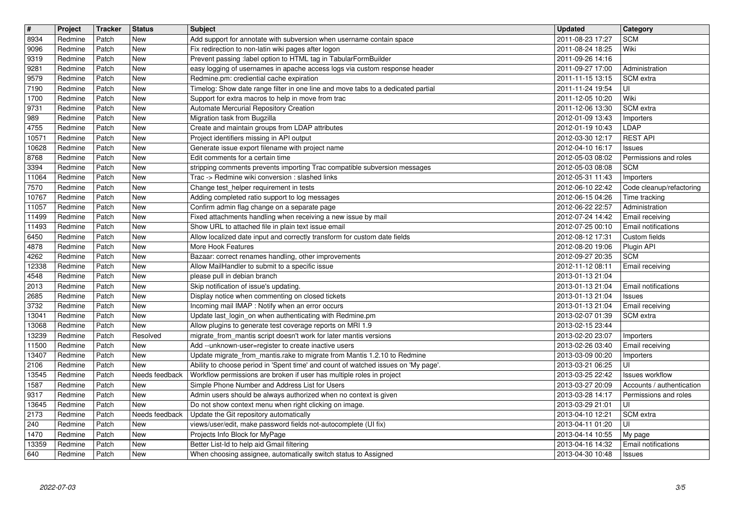| # | Project | Tracker | Status | Subject | Updated | Category |
| --- | --- | --- | --- | --- | --- | --- |
| 8934 | Redmine | Patch | New | Add support for annotate with subversion when username contain space | 2011-08-23 17:27 | SCM |
| 9096 | Redmine | Patch | New | Fix redirection to non-latin wiki pages after logon | 2011-08-24 18:25 | Wiki |
| 9319 | Redmine | Patch | New | Prevent passing :label option to HTML tag in TabularFormBuilder | 2011-09-26 14:16 | |
| 9281 | Redmine | Patch | New | easy logging of usernames in apache access logs via custom response header | 2011-09-27 17:00 | Administration |
| 9579 | Redmine | Patch | New | Redmine.pm: crediential cache expiration | 2011-11-15 13:15 | SCM extra |
| 7190 | Redmine | Patch | New | Timelog: Show date range filter in one line and move tabs to a dedicated partial | 2011-11-24 19:54 | UI |
| 1700 | Redmine | Patch | New | Support for extra macros to help in move from trac | 2011-12-05 10:20 | Wiki |
| 9731 | Redmine | Patch | New | Automate Mercurial Repository Creation | 2011-12-06 13:30 | SCM extra |
| 989 | Redmine | Patch | New | Migration task from Bugzilla | 2012-01-09 13:43 | Importers |
| 4755 | Redmine | Patch | New | Create and maintain groups from LDAP attributes | 2012-01-19 10:43 | LDAP |
| 10571 | Redmine | Patch | New | Project identifiers missing in API output | 2012-03-30 12:17 | REST API |
| 10628 | Redmine | Patch | New | Generate issue export filename with project name | 2012-04-10 16:17 | Issues |
| 8768 | Redmine | Patch | New | Edit comments for a certain time | 2012-05-03 08:02 | Permissions and roles |
| 3394 | Redmine | Patch | New | stripping comments prevents importing Trac compatible subversion messages | 2012-05-03 08:08 | SCM |
| 11064 | Redmine | Patch | New | Trac -> Redmine wiki conversion : slashed links | 2012-05-31 11:43 | Importers |
| 7570 | Redmine | Patch | New | Change test_helper requirement in tests | 2012-06-10 22:42 | Code cleanup/refactoring |
| 10767 | Redmine | Patch | New | Adding completed ratio support to log messages | 2012-06-15 04:26 | Time tracking |
| 11057 | Redmine | Patch | New | Confirm admin flag change on a separate page | 2012-06-22 22:57 | Administration |
| 11499 | Redmine | Patch | New | Fixed attachments handling when receiving a new issue by mail | 2012-07-24 14:42 | Email receiving |
| 11493 | Redmine | Patch | New | Show URL to attached file in plain text issue email | 2012-07-25 00:10 | Email notifications |
| 6450 | Redmine | Patch | New | Allow localized date input and correctly transform for custom date fields | 2012-08-12 17:31 | Custom fields |
| 4878 | Redmine | Patch | New | More Hook Features | 2012-08-20 19:06 | Plugin API |
| 4262 | Redmine | Patch | New | Bazaar: correct renames handling, other improvements | 2012-09-27 20:35 | SCM |
| 12338 | Redmine | Patch | New | Allow MailHandler to submit to a specific issue | 2012-11-12 08:11 | Email receiving |
| 4548 | Redmine | Patch | New | please pull in debian branch | 2013-01-13 21:04 | |
| 2013 | Redmine | Patch | New | Skip notification of issue's updating. | 2013-01-13 21:04 | Email notifications |
| 2685 | Redmine | Patch | New | Display notice when commenting on closed tickets | 2013-01-13 21:04 | Issues |
| 3732 | Redmine | Patch | New | Incoming mail IMAP : Notify when an error occurs | 2013-01-13 21:04 | Email receiving |
| 13041 | Redmine | Patch | New | Update last_login_on when authenticating with Redmine.pm | 2013-02-07 01:39 | SCM extra |
| 13068 | Redmine | Patch | New | Allow plugins to generate test coverage reports on MRI 1.9 | 2013-02-15 23:44 | |
| 13239 | Redmine | Patch | Resolved | migrate_from_mantis script doesn't work for later mantis versions | 2013-02-20 23:07 | Importers |
| 11500 | Redmine | Patch | New | Add --unknown-user=register to create inactive users | 2013-02-26 03:40 | Email receiving |
| 13407 | Redmine | Patch | New | Update migrate_from_mantis.rake to migrate from Mantis 1.2.10 to Redmine | 2013-03-09 00:20 | Importers |
| 2106 | Redmine | Patch | New | Ability to choose period in 'Spent time' and count of watched issues on 'My page'. | 2013-03-21 06:25 | UI |
| 13545 | Redmine | Patch | Needs feedback | Workflow permissions are broken if user has multiple roles in project | 2013-03-25 22:42 | Issues workflow |
| 1587 | Redmine | Patch | New | Simple Phone Number and Address List for Users | 2013-03-27 20:09 | Accounts / authentication |
| 9317 | Redmine | Patch | New | Admin users should be always authorized when no context is given | 2013-03-28 14:17 | Permissions and roles |
| 13645 | Redmine | Patch | New | Do not show context menu when right clicking on image. | 2013-03-29 21:01 | UI |
| 2173 | Redmine | Patch | Needs feedback | Update the Git repository automatically | 2013-04-10 12:21 | SCM extra |
| 240 | Redmine | Patch | New | views/user/edit, make password fields not-autocomplete (UI fix) | 2013-04-11 01:20 | UI |
| 1470 | Redmine | Patch | New | Projects Info Block for MyPage | 2013-04-14 10:55 | My page |
| 13359 | Redmine | Patch | New | Better List-Id to help aid Gmail filtering | 2013-04-16 14:32 | Email notifications |
| 640 | Redmine | Patch | New | When choosing assignee, automatically switch status to Assigned | 2013-04-30 10:48 | Issues |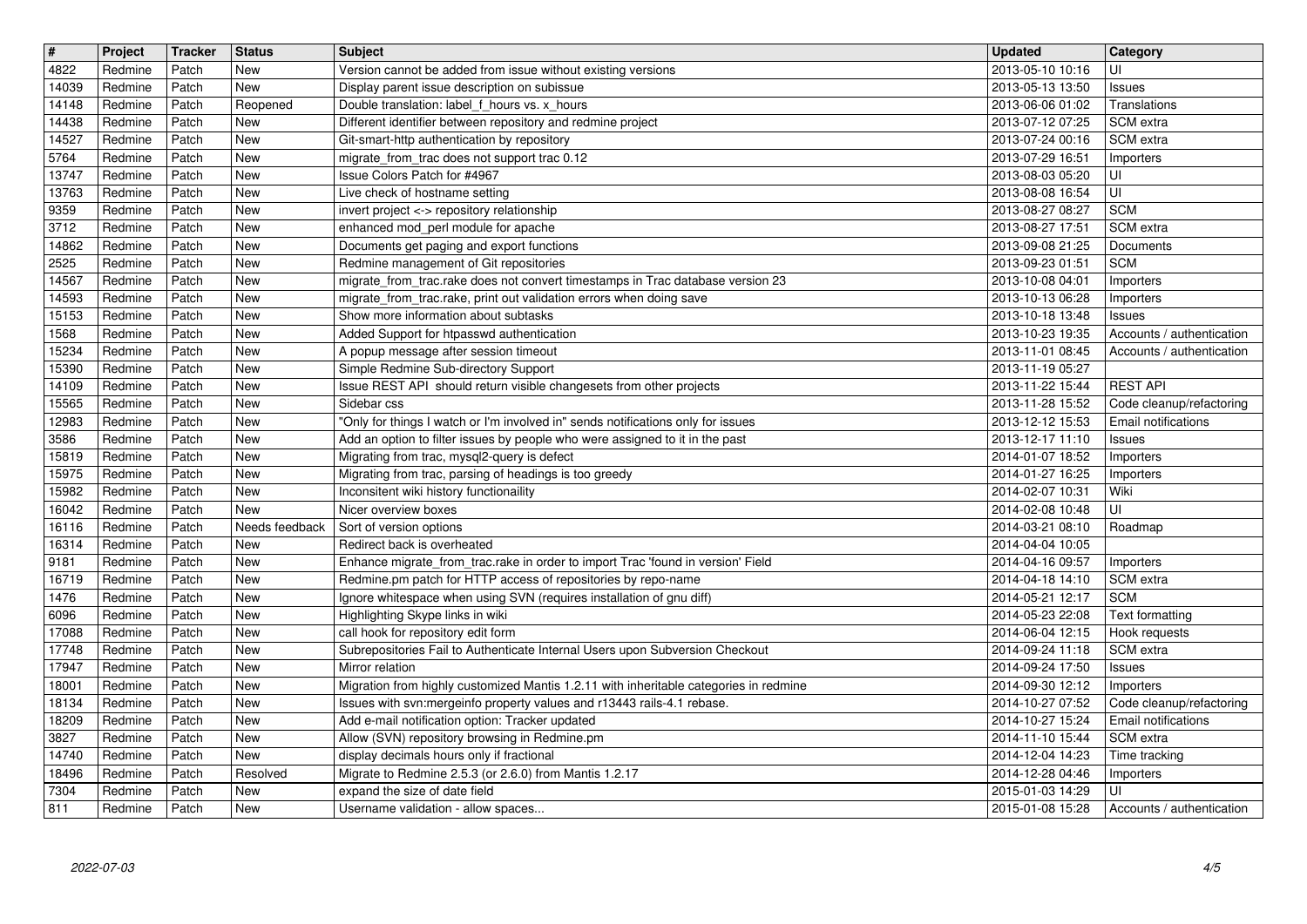| # | Project | Tracker | Status | Subject | Updated | Category |
|---|---|---|---|---|---|---|
| 4822 | Redmine | Patch | New | Version cannot be added from issue without existing versions | 2013-05-10 10:16 | UI |
| 14039 | Redmine | Patch | New | Display parent issue description on subissue | 2013-05-13 13:50 | Issues |
| 14148 | Redmine | Patch | Reopened | Double translation: label_f_hours vs. x_hours | 2013-06-06 01:02 | Translations |
| 14438 | Redmine | Patch | New | Different identifier between repository and redmine project | 2013-07-12 07:25 | SCM extra |
| 14527 | Redmine | Patch | New | Git-smart-http authentication by repository | 2013-07-24 00:16 | SCM extra |
| 5764 | Redmine | Patch | New | migrate_from_trac does not support trac 0.12 | 2013-07-29 16:51 | Importers |
| 13747 | Redmine | Patch | New | Issue Colors Patch for #4967 | 2013-08-03 05:20 | UI |
| 13763 | Redmine | Patch | New | Live check of hostname setting | 2013-08-08 16:54 | UI |
| 9359 | Redmine | Patch | New | invert project <-> repository relationship | 2013-08-27 08:27 | SCM |
| 3712 | Redmine | Patch | New | enhanced mod_perl module for apache | 2013-08-27 17:51 | SCM extra |
| 14862 | Redmine | Patch | New | Documents get paging and export functions | 2013-09-08 21:25 | Documents |
| 2525 | Redmine | Patch | New | Redmine management of Git repositories | 2013-09-23 01:51 | SCM |
| 14567 | Redmine | Patch | New | migrate_from_trac.rake does not convert timestamps in Trac database version 23 | 2013-10-08 04:01 | Importers |
| 14593 | Redmine | Patch | New | migrate_from_trac.rake, print out validation errors when doing save | 2013-10-13 06:28 | Importers |
| 15153 | Redmine | Patch | New | Show more information about subtasks | 2013-10-18 13:48 | Issues |
| 1568 | Redmine | Patch | New | Added Support for htpasswd authentication | 2013-10-23 19:35 | Accounts / authentication |
| 15234 | Redmine | Patch | New | A popup message after session timeout | 2013-11-01 08:45 | Accounts / authentication |
| 15390 | Redmine | Patch | New | Simple Redmine Sub-directory Support | 2013-11-19 05:27 | |
| 14109 | Redmine | Patch | New | Issue REST API should return visible changesets from other projects | 2013-11-22 15:44 | REST API |
| 15565 | Redmine | Patch | New | Sidebar css | 2013-11-28 15:52 | Code cleanup/refactoring |
| 12983 | Redmine | Patch | New | "Only for things I watch or I'm involved in" sends notifications only for issues | 2013-12-12 15:53 | Email notifications |
| 3586 | Redmine | Patch | New | Add an option to filter issues by people who were assigned to it in the past | 2013-12-17 11:10 | Issues |
| 15819 | Redmine | Patch | New | Migrating from trac, mysql2-query is defect | 2014-01-07 18:52 | Importers |
| 15975 | Redmine | Patch | New | Migrating from trac, parsing of headings is too greedy | 2014-01-27 16:25 | Importers |
| 15982 | Redmine | Patch | New | Inconsitent wiki history functionaility | 2014-02-07 10:31 | Wiki |
| 16042 | Redmine | Patch | New | Nicer overview boxes | 2014-02-08 10:48 | UI |
| 16116 | Redmine | Patch | Needs feedback | Sort of version options | 2014-03-21 08:10 | Roadmap |
| 16314 | Redmine | Patch | New | Redirect back is overheated | 2014-04-04 10:05 | |
| 9181 | Redmine | Patch | New | Enhance migrate_from_trac.rake in order to import Trac 'found in version' Field | 2014-04-16 09:57 | Importers |
| 16719 | Redmine | Patch | New | Redmine.pm patch for HTTP access of repositories by repo-name | 2014-04-18 14:10 | SCM extra |
| 1476 | Redmine | Patch | New | Ignore whitespace when using SVN (requires installation of gnu diff) | 2014-05-21 12:17 | SCM |
| 6096 | Redmine | Patch | New | Highlighting Skype links in wiki | 2014-05-23 22:08 | Text formatting |
| 17088 | Redmine | Patch | New | call hook for repository edit form | 2014-06-04 12:15 | Hook requests |
| 17748 | Redmine | Patch | New | Subrepositories Fail to Authenticate Internal Users upon Subversion Checkout | 2014-09-24 11:18 | SCM extra |
| 17947 | Redmine | Patch | New | Mirror relation | 2014-09-24 17:50 | Issues |
| 18001 | Redmine | Patch | New | Migration from highly customized Mantis 1.2.11 with inheritable categories in redmine | 2014-09-30 12:12 | Importers |
| 18134 | Redmine | Patch | New | Issues with svn:mergeinfo property values and r13443 rails-4.1 rebase. | 2014-10-27 07:52 | Code cleanup/refactoring |
| 18209 | Redmine | Patch | New | Add e-mail notification option: Tracker updated | 2014-10-27 15:24 | Email notifications |
| 3827 | Redmine | Patch | New | Allow (SVN) repository browsing in Redmine.pm | 2014-11-10 15:44 | SCM extra |
| 14740 | Redmine | Patch | New | display decimals hours only if fractional | 2014-12-04 14:23 | Time tracking |
| 18496 | Redmine | Patch | Resolved | Migrate to Redmine 2.5.3 (or 2.6.0) from Mantis 1.2.17 | 2014-12-28 04:46 | Importers |
| 7304 | Redmine | Patch | New | expand the size of date field | 2015-01-03 14:29 | UI |
| 811 | Redmine | Patch | New | Username validation - allow spaces... | 2015-01-08 15:28 | Accounts / authentication |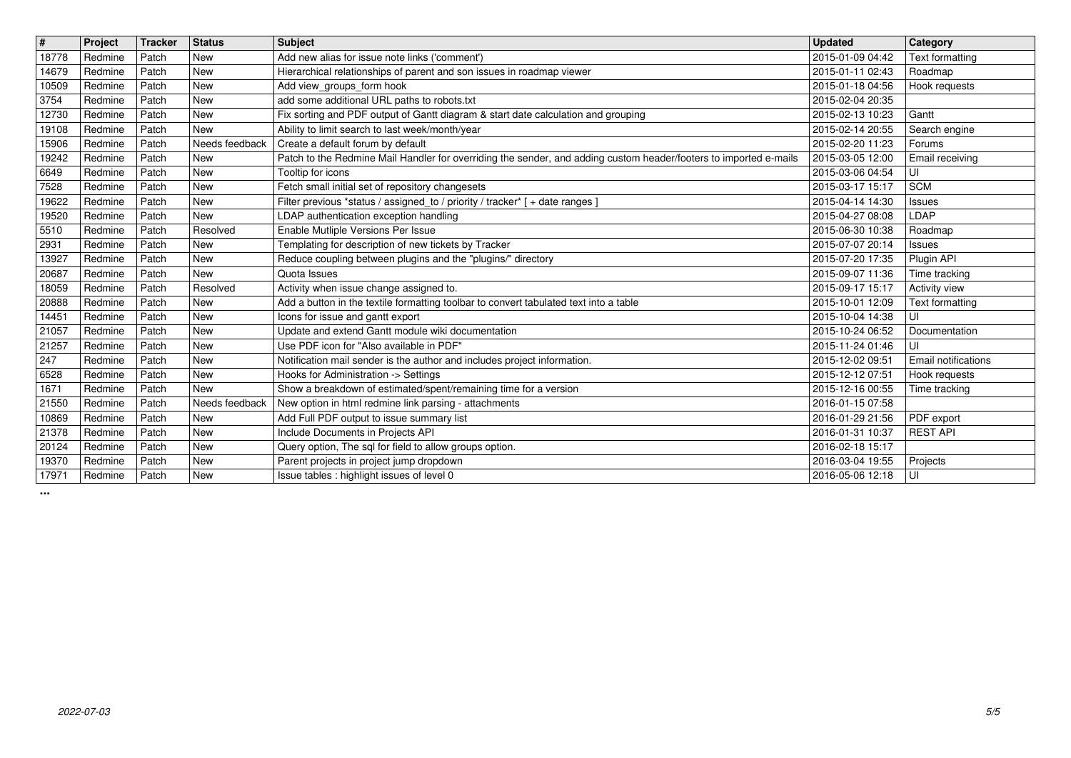| # | Project | Tracker | Status | Subject | Updated | Category |
| --- | --- | --- | --- | --- | --- | --- |
| 18778 | Redmine | Patch | New | Add new alias for issue note links ('comment') | 2015-01-09 04:42 | Text formatting |
| 14679 | Redmine | Patch | New | Hierarchical relationships of parent and son issues in roadmap viewer | 2015-01-11 02:43 | Roadmap |
| 10509 | Redmine | Patch | New | Add view_groups_form hook | 2015-01-18 04:56 | Hook requests |
| 3754 | Redmine | Patch | New | add some additional URL paths to robots.txt | 2015-02-04 20:35 | |
| 12730 | Redmine | Patch | New | Fix sorting and PDF output of Gantt diagram & start date calculation and grouping | 2015-02-13 10:23 | Gantt |
| 19108 | Redmine | Patch | New | Ability to limit search to last week/month/year | 2015-02-14 20:55 | Search engine |
| 15906 | Redmine | Patch | Needs feedback | Create a default forum by default | 2015-02-20 11:23 | Forums |
| 19242 | Redmine | Patch | New | Patch to the Redmine Mail Handler for overriding the sender, and adding custom header/footers to imported e-mails | 2015-03-05 12:00 | Email receiving |
| 6649 | Redmine | Patch | New | Tooltip for icons | 2015-03-06 04:54 | UI |
| 7528 | Redmine | Patch | New | Fetch small initial set of repository changesets | 2015-03-17 15:17 | SCM |
| 19622 | Redmine | Patch | New | Filter previous *status / assigned_to / priority / tracker* [ + date ranges ] | 2015-04-14 14:30 | Issues |
| 19520 | Redmine | Patch | New | LDAP authentication exception handling | 2015-04-27 08:08 | LDAP |
| 5510 | Redmine | Patch | Resolved | Enable Mutliple Versions Per Issue | 2015-06-30 10:38 | Roadmap |
| 2931 | Redmine | Patch | New | Templating for description of new tickets by Tracker | 2015-07-07 20:14 | Issues |
| 13927 | Redmine | Patch | New | Reduce coupling between plugins and the "plugins/" directory | 2015-07-20 17:35 | Plugin API |
| 20687 | Redmine | Patch | New | Quota Issues | 2015-09-07 11:36 | Time tracking |
| 18059 | Redmine | Patch | Resolved | Activity when issue change assigned to. | 2015-09-17 15:17 | Activity view |
| 20888 | Redmine | Patch | New | Add a button in the textile formatting toolbar to convert tabulated text into a table | 2015-10-01 12:09 | Text formatting |
| 14451 | Redmine | Patch | New | Icons for issue and gantt export | 2015-10-04 14:38 | UI |
| 21057 | Redmine | Patch | New | Update and extend Gantt module wiki documentation | 2015-10-24 06:52 | Documentation |
| 21257 | Redmine | Patch | New | Use PDF icon for "Also available in PDF" | 2015-11-24 01:46 | UI |
| 247 | Redmine | Patch | New | Notification mail sender is the author and includes project information. | 2015-12-02 09:51 | Email notifications |
| 6528 | Redmine | Patch | New | Hooks for Administration -> Settings | 2015-12-12 07:51 | Hook requests |
| 1671 | Redmine | Patch | New | Show a breakdown of estimated/spent/remaining time for a version | 2015-12-16 00:55 | Time tracking |
| 21550 | Redmine | Patch | Needs feedback | New option in html redmine link parsing - attachments | 2016-01-15 07:58 | |
| 10869 | Redmine | Patch | New | Add Full PDF output to issue summary list | 2016-01-29 21:56 | PDF export |
| 21378 | Redmine | Patch | New | Include Documents in Projects API | 2016-01-31 10:37 | REST API |
| 20124 | Redmine | Patch | New | Query option, The sql for field to allow groups option. | 2016-02-18 15:17 | |
| 19370 | Redmine | Patch | New | Parent projects in project jump dropdown | 2016-03-04 19:55 | Projects |
| 17971 | Redmine | Patch | New | Issue tables : highlight issues of level 0 | 2016-05-06 12:18 | UI |

...